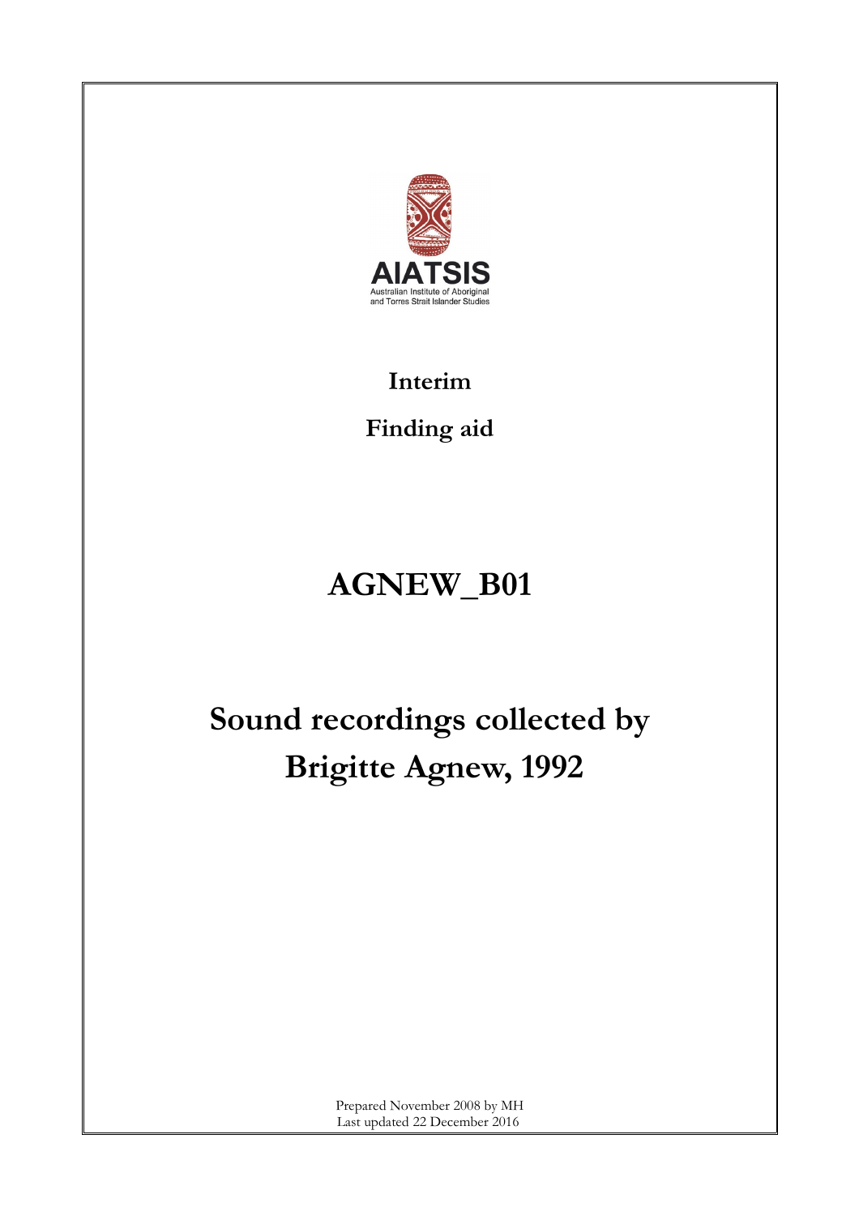AIATSIS

Australian Institute of Aboriginal and Torres Strait Islander Studies

**Interim**

**Finding aid**

# AGNEW_B01

# Sound recordings collected by Brigitte Agnew, 1992

Prepared November 2008 by MH
Last updated 22 December 2016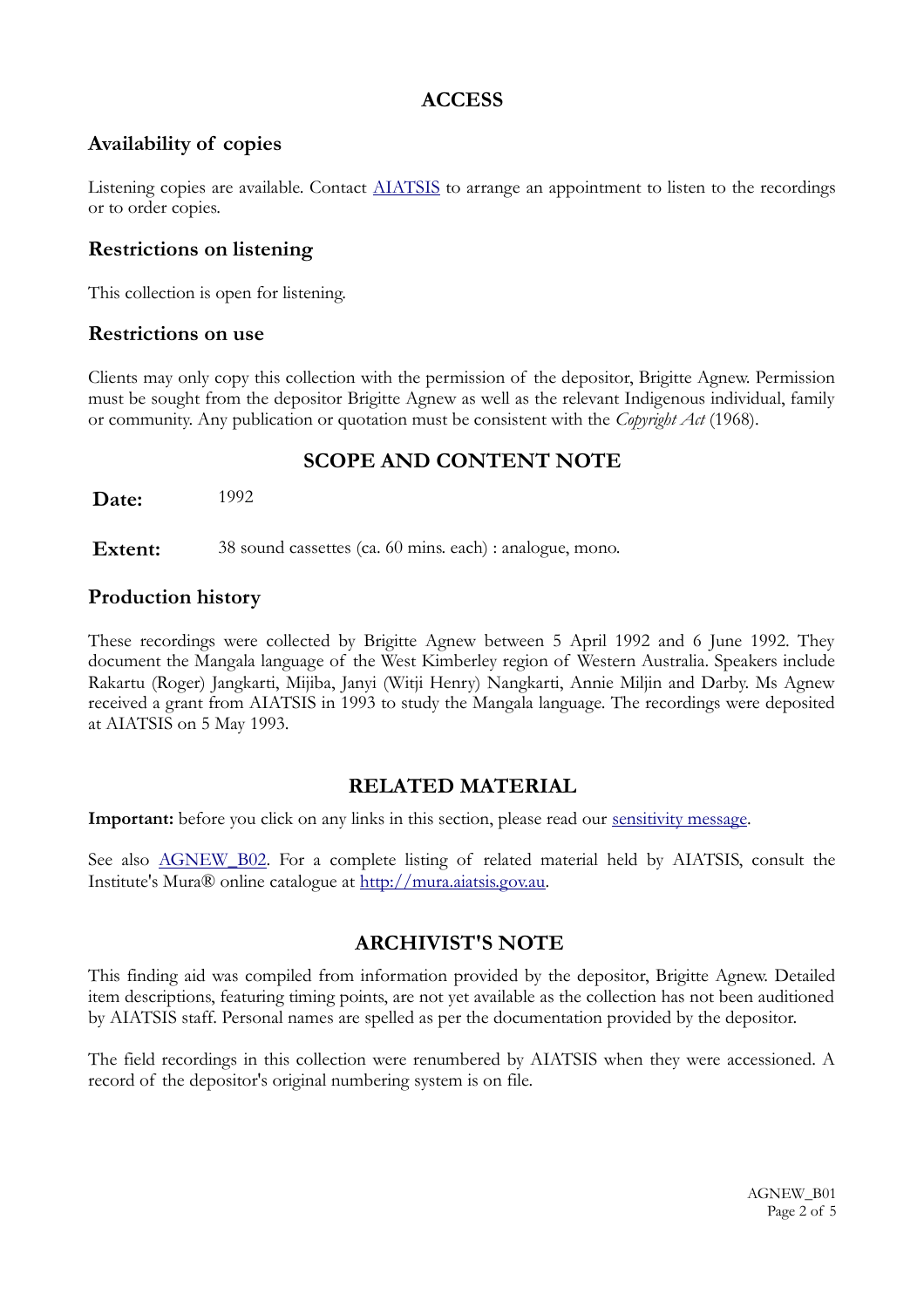## ACCESS

### Availability of copies

Listening copies are available. Contact [AIATSIS](AIATSIS) to arrange an appointment to listen to the recordings or to order copies.

### Restrictions on listening

This collection is open for listening.

### Restrictions on use

Clients may only copy this collection with the permission of the depositor, Brigitte Agnew. Permission must be sought from the depositor Brigitte Agnew as well as the relevant Indigenous individual, family or community. Any publication or quotation must be consistent with the *Copyright Act* (1968).

## SCOPE AND CONTENT NOTE

**Date:** 1992

**Extent:** 38 sound cassettes (ca. 60 mins. each) : analogue, mono.

### Production history

These recordings were collected by Brigitte Agnew between 5 April 1992 and 6 June 1992. They document the Mangala language of the West Kimberley region of Western Australia. Speakers include Rakartu (Roger) Jangkarti, Mijiba, Janyi (Witji Henry) Nangkarti, Annie Miljin and Darby. Ms Agnew received a grant from AIATSIS in 1993 to study the Mangala language. The recordings were deposited at AIATSIS on 5 May 1993.

## RELATED MATERIAL

**Important:** before you click on any links in this section, please read our sensitivity message.

See also AGNEW_B02. For a complete listing of related material held by AIATSIS, consult the Institute's Mura® online catalogue at http://mura.aiatsis.gov.au.

## ARCHIVIST'S NOTE

This finding aid was compiled from information provided by the depositor, Brigitte Agnew. Detailed item descriptions, featuring timing points, are not yet available as the collection has not been auditioned by AIATSIS staff. Personal names are spelled as per the documentation provided by the depositor.

The field recordings in this collection were renumbered by AIATSIS when they were accessioned. A record of the depositor's original numbering system is on file.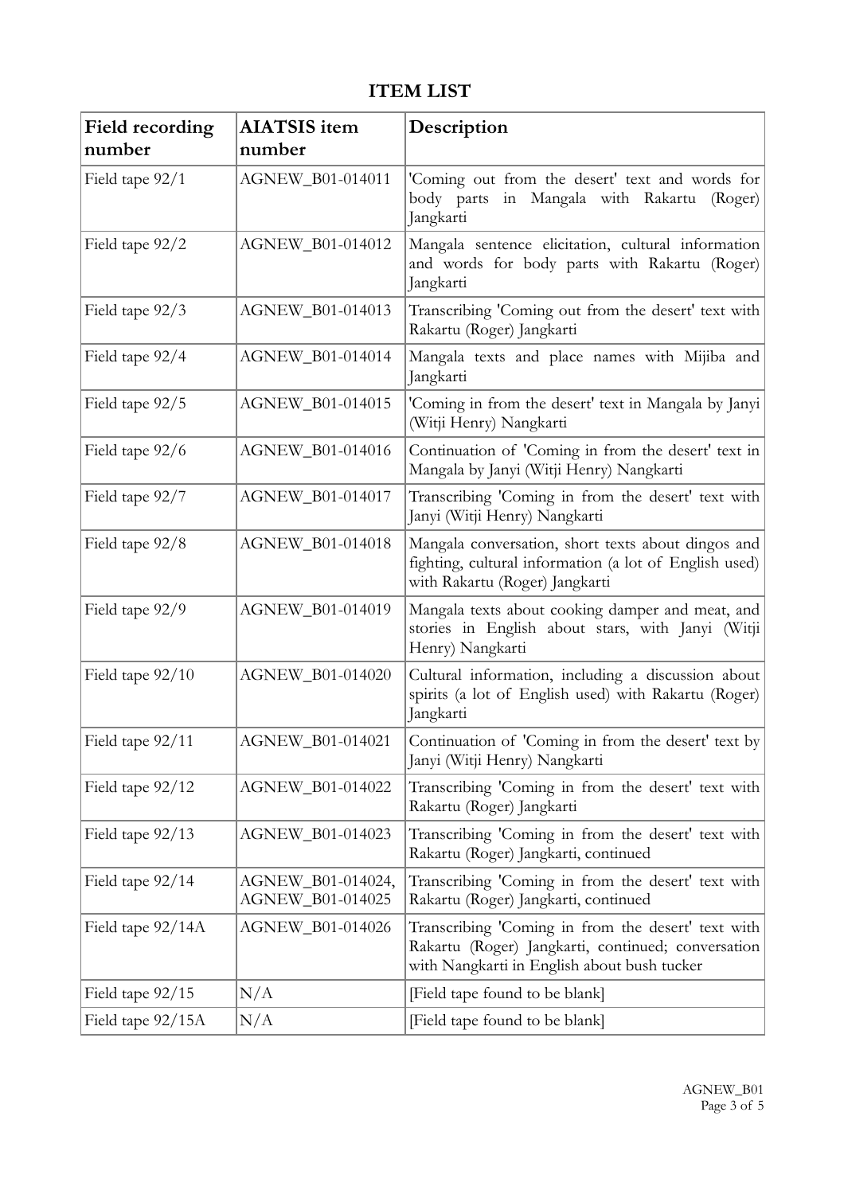# ITEM LIST

| Field recording number | AIATSIS item number | Description |
|---|---|---|
| Field tape 92/1 | AGNEW_B01-014011 | 'Coming out from the desert' text and words for body parts in Mangala with Rakartu (Roger) Jangkarti |
| Field tape 92/2 | AGNEW_B01-014012 | Mangala sentence elicitation, cultural information and words for body parts with Rakartu (Roger) Jangkarti |
| Field tape 92/3 | AGNEW_B01-014013 | Transcribing 'Coming out from the desert' text with Rakartu (Roger) Jangkarti |
| Field tape 92/4 | AGNEW_B01-014014 | Mangala texts and place names with Mijiba and Jangkarti |
| Field tape 92/5 | AGNEW_B01-014015 | 'Coming in from the desert' text in Mangala by Janyi (Witji Henry) Nangkarti |
| Field tape 92/6 | AGNEW_B01-014016 | Continuation of 'Coming in from the desert' text in Mangala by Janyi (Witji Henry) Nangkarti |
| Field tape 92/7 | AGNEW_B01-014017 | Transcribing 'Coming in from the desert' text with Janyi (Witji Henry) Nangkarti |
| Field tape 92/8 | AGNEW_B01-014018 | Mangala conversation, short texts about dingos and fighting, cultural information (a lot of English used) with Rakartu (Roger) Jangkarti |
| Field tape 92/9 | AGNEW_B01-014019 | Mangala texts about cooking damper and meat, and stories in English about stars, with Janyi (Witji Henry) Nangkarti |
| Field tape 92/10 | AGNEW_B01-014020 | Cultural information, including a discussion about spirits (a lot of English used) with Rakartu (Roger) Jangkarti |
| Field tape 92/11 | AGNEW_B01-014021 | Continuation of 'Coming in from the desert' text by Janyi (Witji Henry) Nangkarti |
| Field tape 92/12 | AGNEW_B01-014022 | Transcribing 'Coming in from the desert' text with Rakartu (Roger) Jangkarti |
| Field tape 92/13 | AGNEW_B01-014023 | Transcribing 'Coming in from the desert' text with Rakartu (Roger) Jangkarti, continued |
| Field tape 92/14 | AGNEW_B01-014024, AGNEW_B01-014025 | Transcribing 'Coming in from the desert' text with Rakartu (Roger) Jangkarti, continued |
| Field tape 92/14A | AGNEW_B01-014026 | Transcribing 'Coming in from the desert' text with Rakartu (Roger) Jangkarti, continued; conversation with Nangkarti in English about bush tucker |
| Field tape 92/15 | N/A | [Field tape found to be blank] |
| Field tape 92/15A | N/A | [Field tape found to be blank] |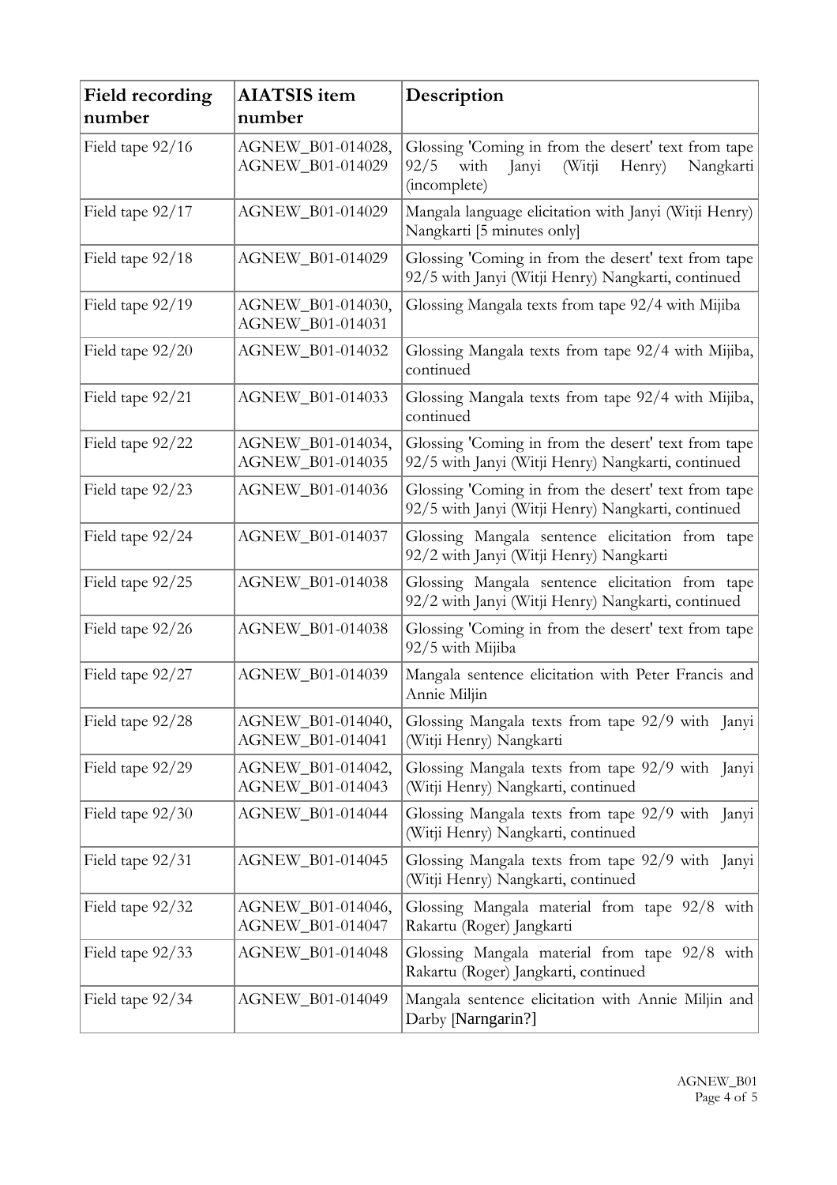| Field recording number | AIATSIS item number | Description |
|---|---|---|
| Field tape 92/16 | AGNEW_B01-014028, AGNEW_B01-014029 | Glossing 'Coming in from the desert' text from tape 92/5 with Janyi (Witji Henry) Nangkarti (incomplete) |
| Field tape 92/17 | AGNEW_B01-014029 | Mangala language elicitation with Janyi (Witji Henry) Nangkarti [5 minutes only] |
| Field tape 92/18 | AGNEW_B01-014029 | Glossing 'Coming in from the desert' text from tape 92/5 with Janyi (Witji Henry) Nangkarti, continued |
| Field tape 92/19 | AGNEW_B01-014030, AGNEW_B01-014031 | Glossing Mangala texts from tape 92/4 with Mijiba |
| Field tape 92/20 | AGNEW_B01-014032 | Glossing Mangala texts from tape 92/4 with Mijiba, continued |
| Field tape 92/21 | AGNEW_B01-014033 | Glossing Mangala texts from tape 92/4 with Mijiba, continued |
| Field tape 92/22 | AGNEW_B01-014034, AGNEW_B01-014035 | Glossing 'Coming in from the desert' text from tape 92/5 with Janyi (Witji Henry) Nangkarti, continued |
| Field tape 92/23 | AGNEW_B01-014036 | Glossing 'Coming in from the desert' text from tape 92/5 with Janyi (Witji Henry) Nangkarti, continued |
| Field tape 92/24 | AGNEW_B01-014037 | Glossing Mangala sentence elicitation from tape 92/2 with Janyi (Witji Henry) Nangkarti |
| Field tape 92/25 | AGNEW_B01-014038 | Glossing Mangala sentence elicitation from tape 92/2 with Janyi (Witji Henry) Nangkarti, continued |
| Field tape 92/26 | AGNEW_B01-014038 | Glossing 'Coming in from the desert' text from tape 92/5 with Mijiba |
| Field tape 92/27 | AGNEW_B01-014039 | Mangala sentence elicitation with Peter Francis and Annie Miljin |
| Field tape 92/28 | AGNEW_B01-014040, AGNEW_B01-014041 | Glossing Mangala texts from tape 92/9 with Janyi (Witji Henry) Nangkarti |
| Field tape 92/29 | AGNEW_B01-014042, AGNEW_B01-014043 | Glossing Mangala texts from tape 92/9 with Janyi (Witji Henry) Nangkarti, continued |
| Field tape 92/30 | AGNEW_B01-014044 | Glossing Mangala texts from tape 92/9 with Janyi (Witji Henry) Nangkarti, continued |
| Field tape 92/31 | AGNEW_B01-014045 | Glossing Mangala texts from tape 92/9 with Janyi (Witji Henry) Nangkarti, continued |
| Field tape 92/32 | AGNEW_B01-014046, AGNEW_B01-014047 | Glossing Mangala material from tape 92/8 with Rakartu (Roger) Jangkarti |
| Field tape 92/33 | AGNEW_B01-014048 | Glossing Mangala material from tape 92/8 with Rakartu (Roger) Jangkarti, continued |
| Field tape 92/34 | AGNEW_B01-014049 | Mangala sentence elicitation with Annie Miljin and Darby [Narngarin?] |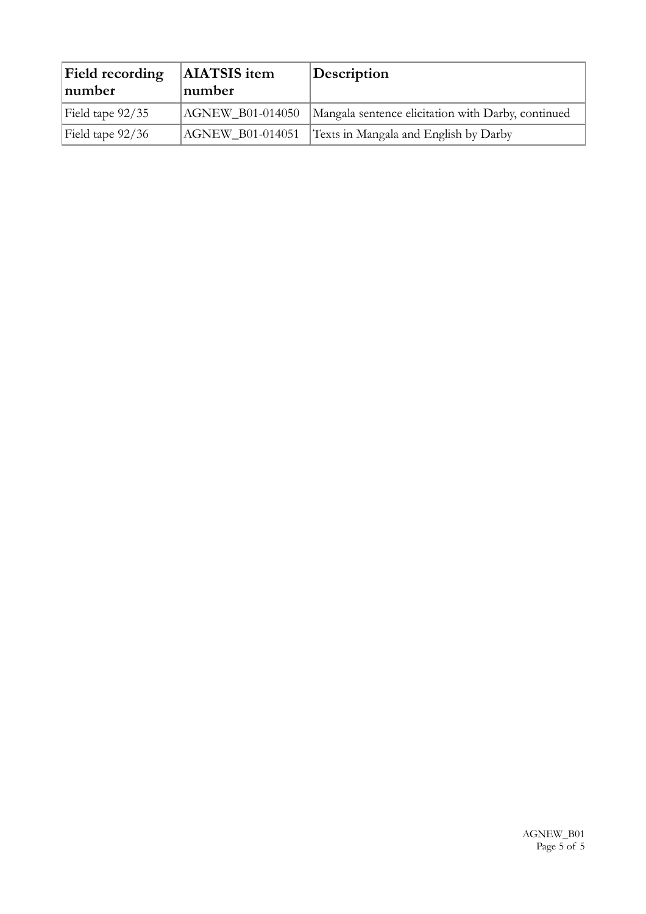| Field recording number | AIATSIS item number | Description |
| --- | --- | --- |
| Field tape 92/35 | AGNEW_B01-014050 | Mangala sentence elicitation with Darby, continued |
| Field tape 92/36 | AGNEW_B01-014051 | Texts in Mangala and English by Darby |